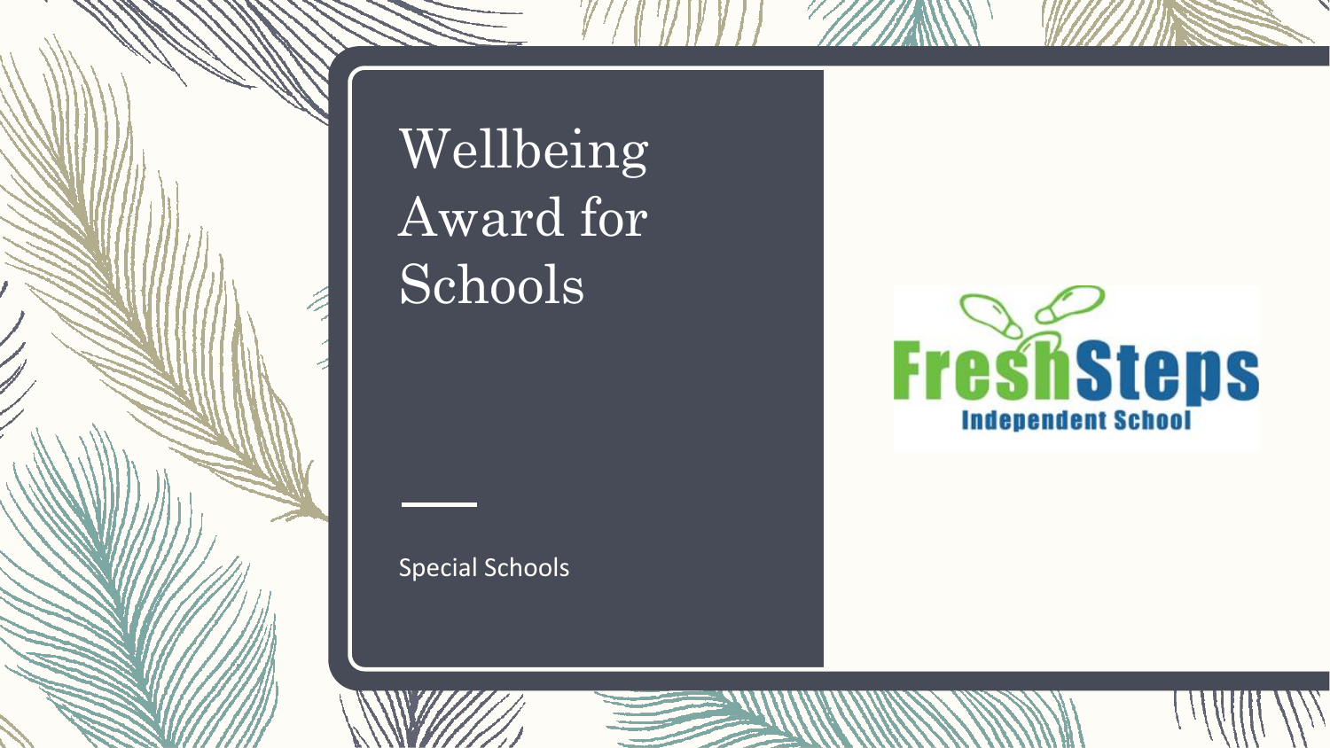# Wellbeing Award for Schools

Special Schools

FreshSteps Independent School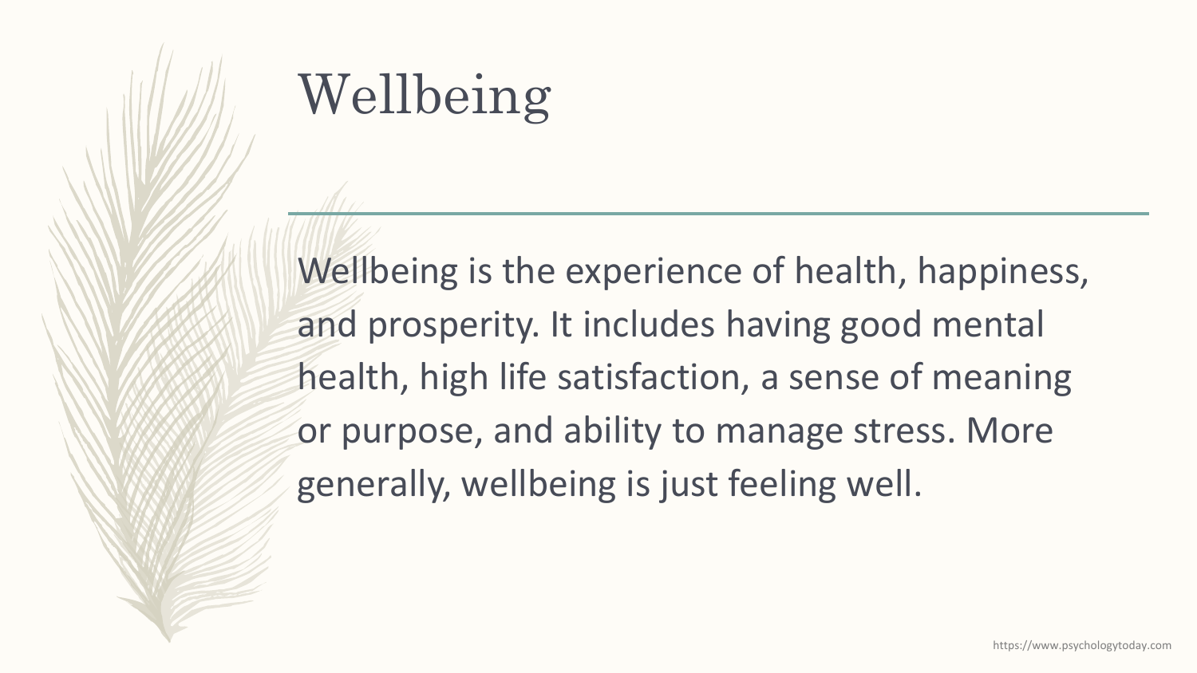# Wellbeing

Wellbeing is the experience of health, happiness, and prosperity. It includes having good mental health, high life satisfaction, a sense of meaning or purpose, and ability to manage stress. More generally, wellbeing is just feeling well.

https://www.psychologytoday.com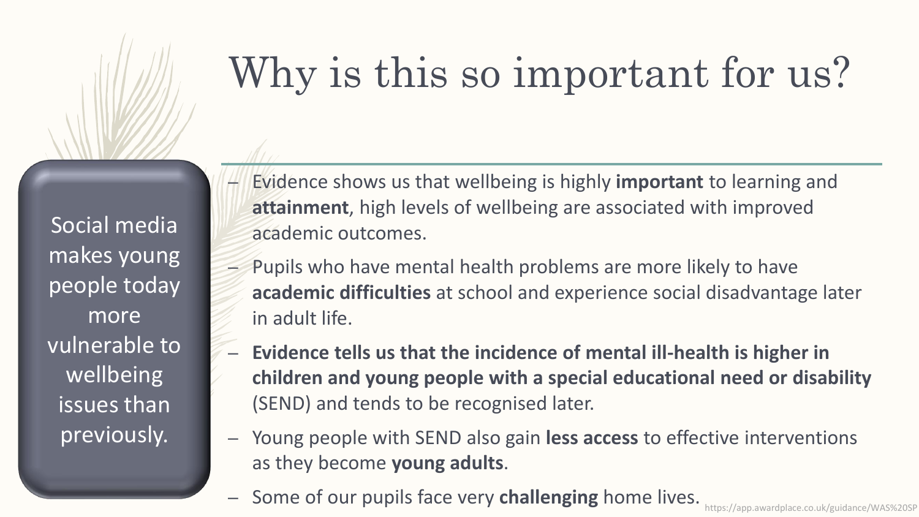# Why is this so important for us?

Social media makes young people today more vulnerable to wellbeing issues than previously.

- Evidence shows us that wellbeing is highly **important** to learning and **attainment**, high levels of wellbeing are associated with improved academic outcomes.
- Pupils who have mental health problems are more likely to have **academic difficulties** at school and experience social disadvantage later in adult life.
- **Evidence tells us that the incidence of mental ill-health is higher in children and young people with a special educational need or disability** (SEND) and tends to be recognised later.
- Young people with SEND also gain **less access** to effective interventions as they become **young adults**.
- Some of our pupils face very **challenging** home lives.

https://app.awardplace.co.uk/guidance/WAS%20SP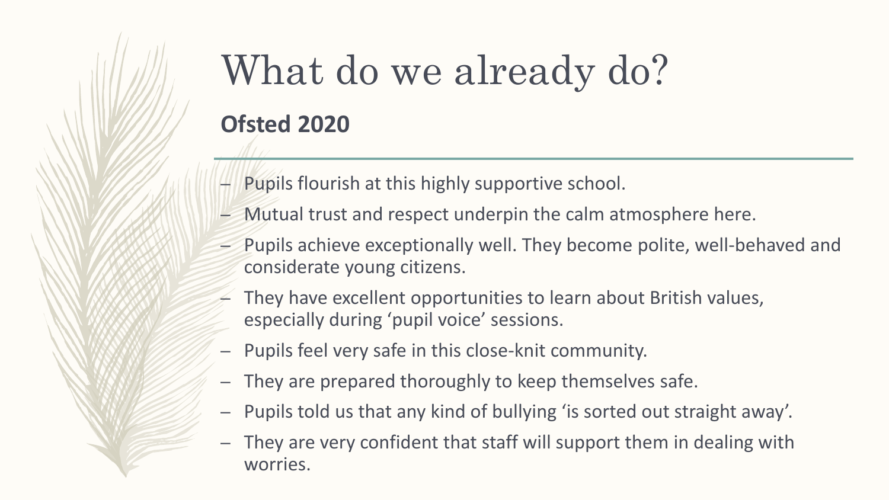# What do we already do?

## Ofsted 2020

- Pupils flourish at this highly supportive school.
- Mutual trust and respect underpin the calm atmosphere here.
- Pupils achieve exceptionally well. They become polite, well-behaved and considerate young citizens.
- They have excellent opportunities to learn about British values, especially during 'pupil voice' sessions.
- Pupils feel very safe in this close-knit community.
- They are prepared thoroughly to keep themselves safe.
- Pupils told us that any kind of bullying 'is sorted out straight away'.
- They are very confident that staff will support them in dealing with worries.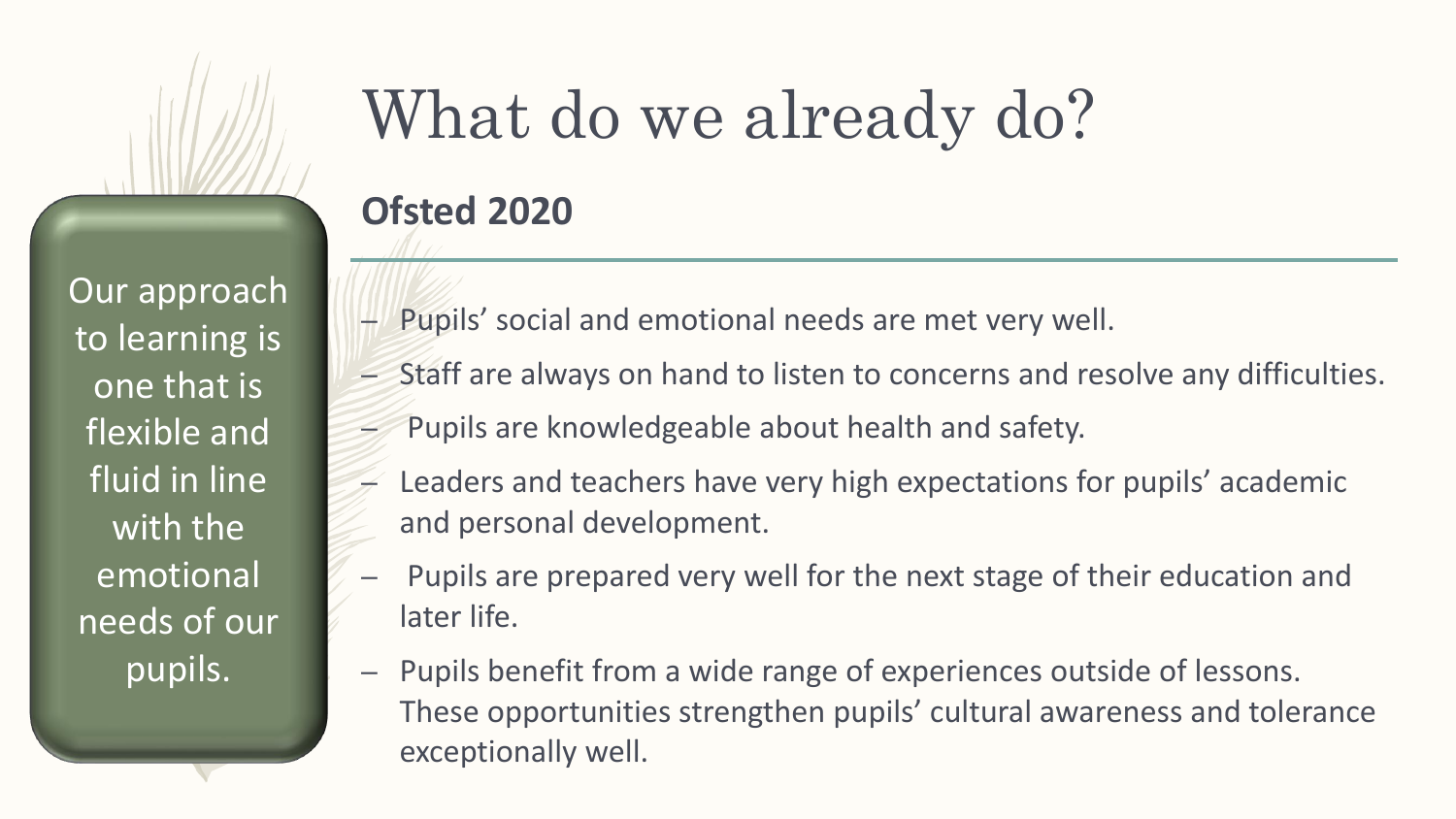# What do we already do?

Our approach to learning is one that is flexible and fluid in line with the emotional needs of our pupils.

## Ofsted 2020

- Pupils' social and emotional needs are met very well.
- Staff are always on hand to listen to concerns and resolve any difficulties.
- Pupils are knowledgeable about health and safety.
- Leaders and teachers have very high expectations for pupils' academic and personal development.
- Pupils are prepared very well for the next stage of their education and later life.
- Pupils benefit from a wide range of experiences outside of lessons. These opportunities strengthen pupils' cultural awareness and tolerance exceptionally well.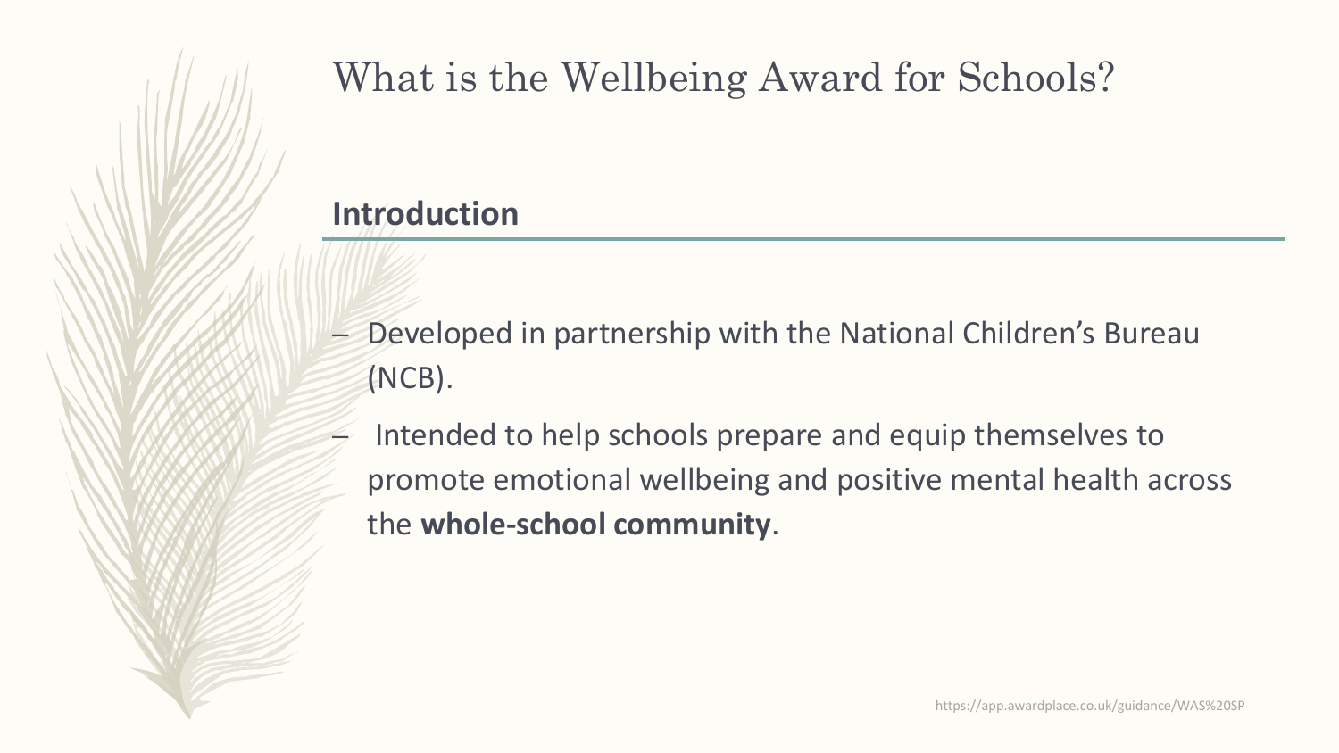# What is the Wellbeing Award for Schools?

## Introduction

- Developed in partnership with the National Children's Bureau (NCB).
- Intended to help schools prepare and equip themselves to promote emotional wellbeing and positive mental health across the **whole-school community**.

https://app.awardplace.co.uk/guidance/WAS%20SP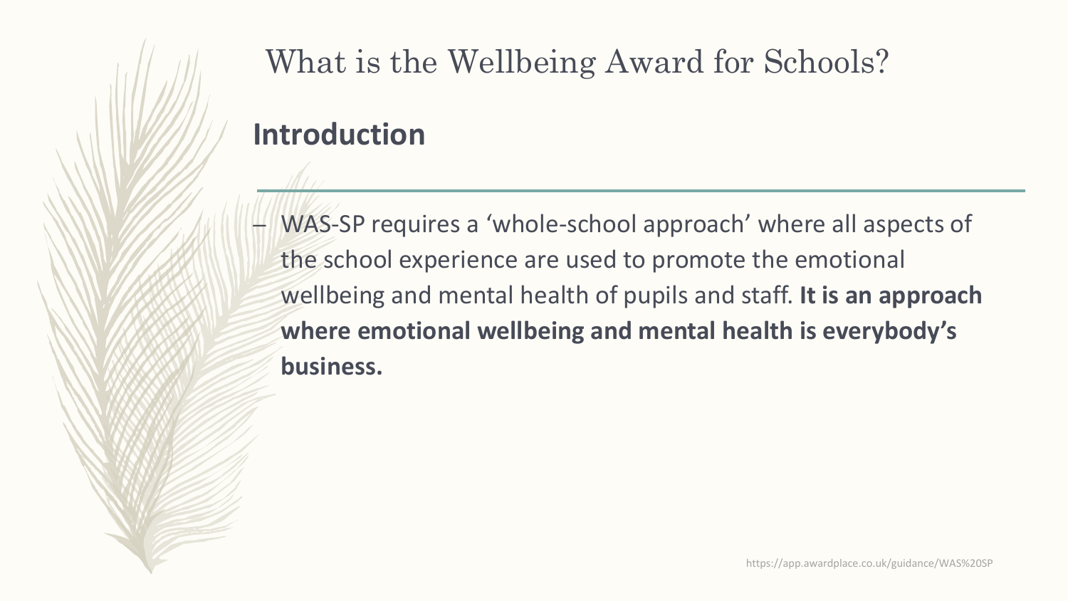# What is the Wellbeing Award for Schools?

## Introduction

- WAS-SP requires a 'whole-school approach' where all aspects of the school experience are used to promote the emotional wellbeing and mental health of pupils and staff. **It is an approach where emotional wellbeing and mental health is everybody's business.**

https://app.awardplace.co.uk/guidance/WAS%20SP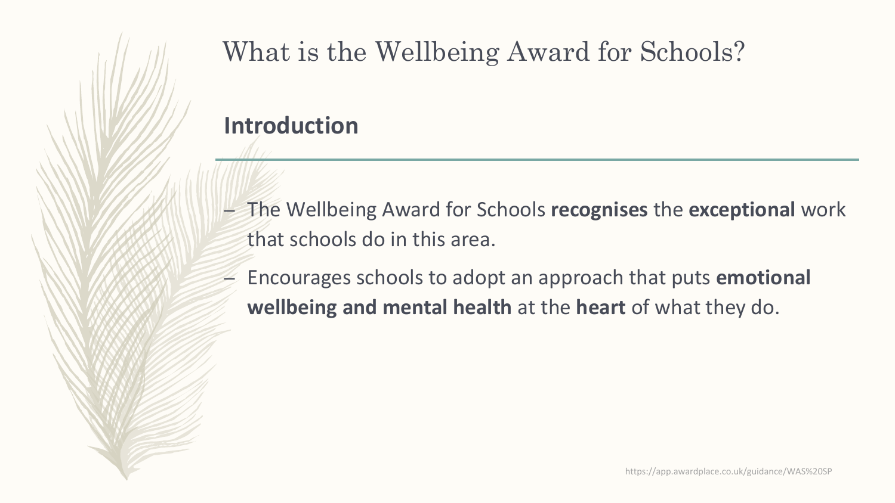# What is the Wellbeing Award for Schools?

## Introduction

- The Wellbeing Award for Schools **recognises** the **exceptional** work that schools do in this area.
- Encourages schools to adopt an approach that puts **emotional wellbeing and mental health** at the **heart** of what they do.

https://app.awardplace.co.uk/guidance/WAS%20SP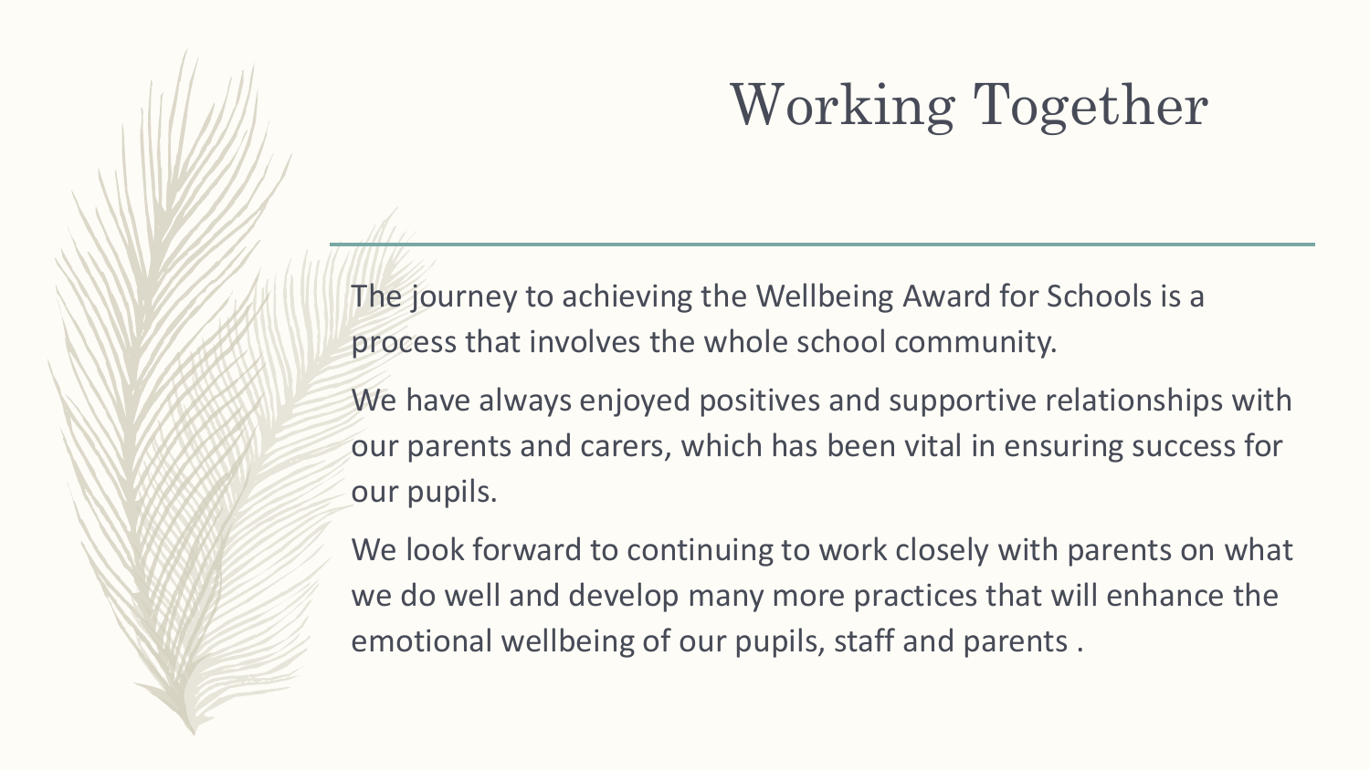# Working Together

The journey to achieving the Wellbeing Award for Schools is a process that involves the whole school community.

We have always enjoyed positives and supportive relationships with our parents and carers, which has been vital in ensuring success for our pupils.

We look forward to continuing to work closely with parents on what we do well and develop many more practices that will enhance the emotional wellbeing of our pupils, staff and parents .